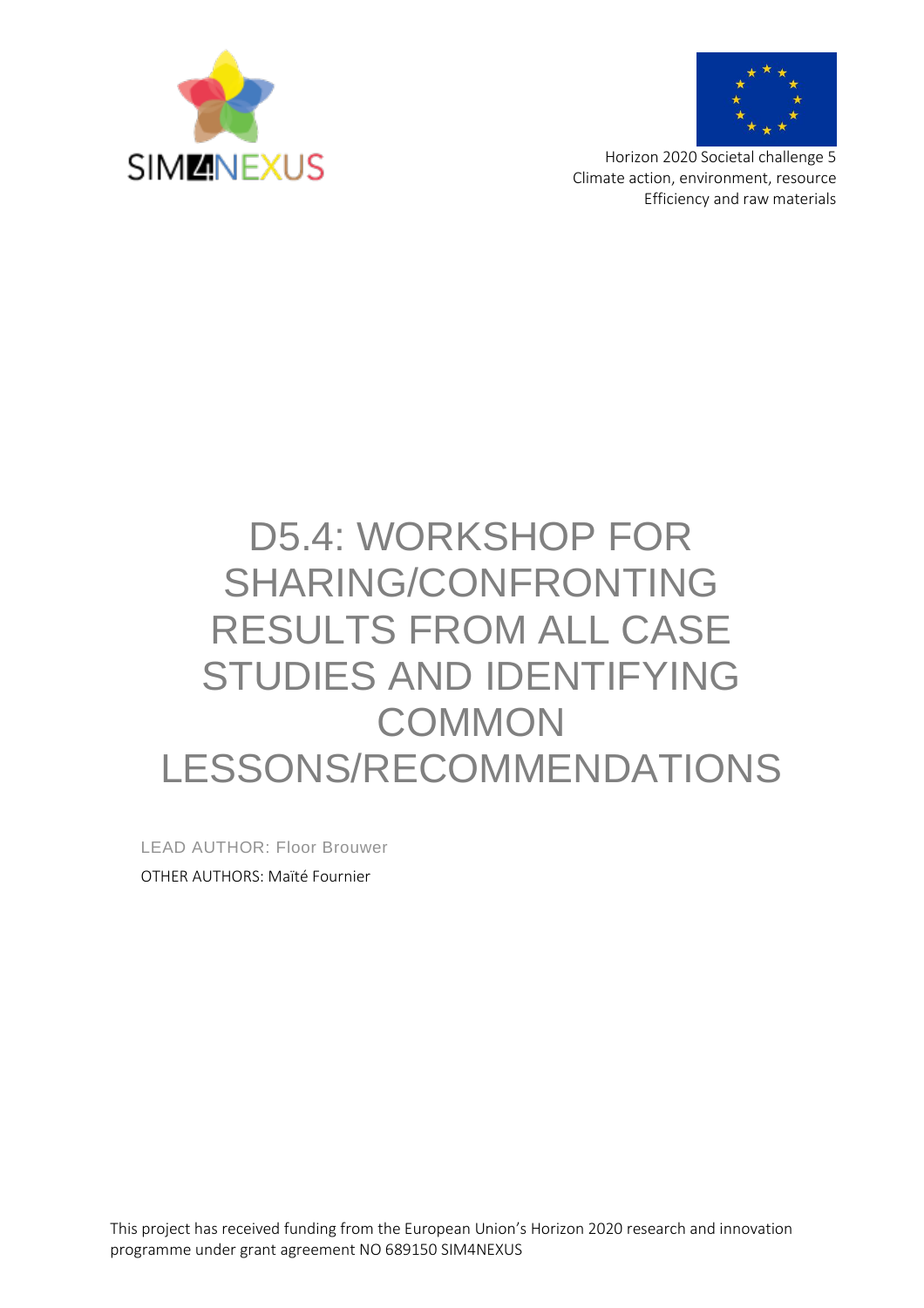SIM4NEXUS

Horizon 2020 Societal challenge 5
Climate action, environment, resource
Efficiency and raw materials

# D5.4: WORKSHOP FOR SHARING/CONFRONTING RESULTS FROM ALL CASE STUDIES AND IDENTIFYING COMMON LESSONS/RECOMMENDATIONS

LEAD AUTHOR: Floor Brouwer

OTHER AUTHORS: Maïté Fournier

This project has received funding from the European Union's Horizon 2020 research and innovation programme under grant agreement NO 689150 SIM4NEXUS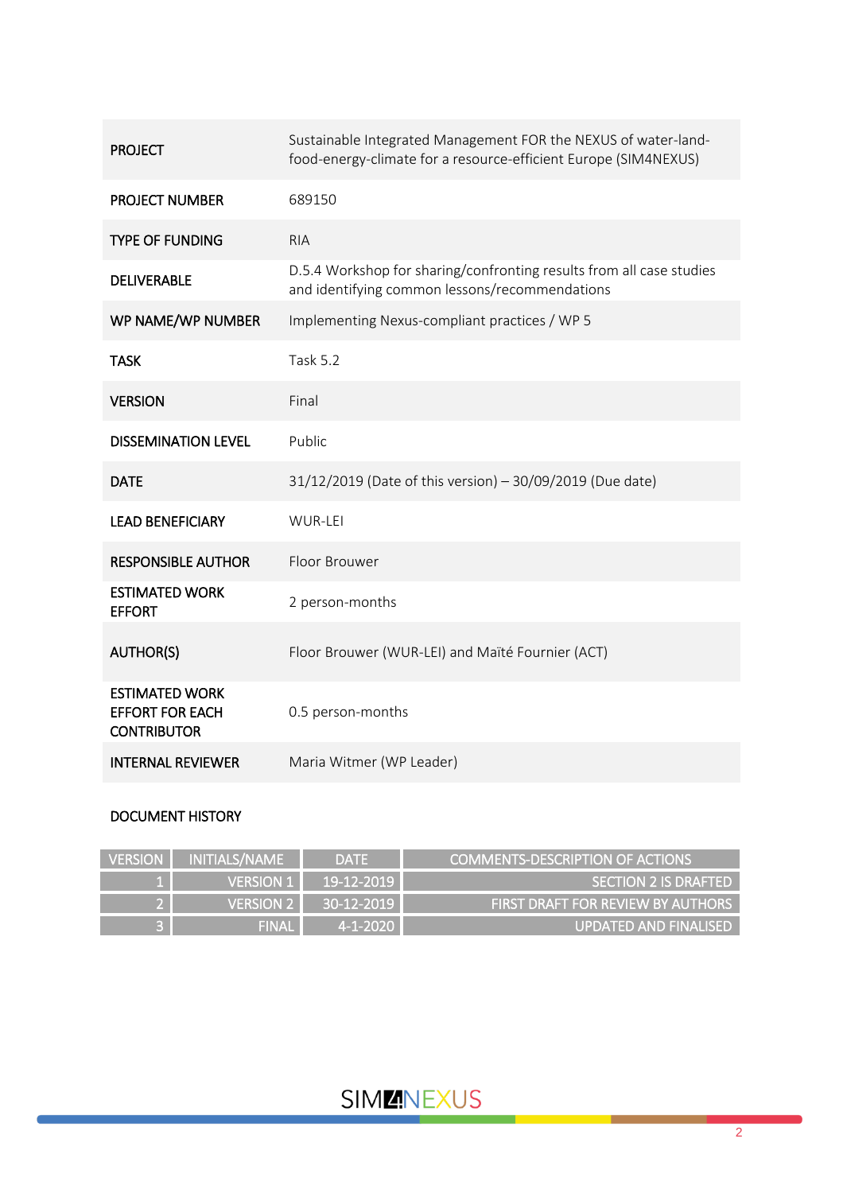| | |
|---|---|
| **PROJECT** | Sustainable Integrated Management FOR the NEXUS of water-land-food-energy-climate for a resource-efficient Europe (SIM4NEXUS) |
| **PROJECT NUMBER** | 689150 |
| **TYPE OF FUNDING** | RIA |
| **DELIVERABLE** | D.5.4 Workshop for sharing/confronting results from all case studies and identifying common lessons/recommendations |
| **WP NAME/WP NUMBER** | Implementing Nexus-compliant practices / WP 5 |
| **TASK** | Task 5.2 |
| **VERSION** | Final |
| **DISSEMINATION LEVEL** | Public |
| **DATE** | 31/12/2019 (Date of this version) – 30/09/2019 (Due date) |
| **LEAD BENEFICIARY** | WUR-LEI |
| **RESPONSIBLE AUTHOR** | Floor Brouwer |
| **ESTIMATED WORK EFFORT** | 2 person-months |
| **AUTHOR(S)** | Floor Brouwer (WUR-LEI) and Maïté Fournier (ACT) |
| **ESTIMATED WORK EFFORT FOR EACH CONTRIBUTOR** | 0.5 person-months |
| **INTERNAL REVIEWER** | Maria Witmer (WP Leader) |

**DOCUMENT HISTORY**

| VERSION | INITIALS/NAME | DATE | COMMENTS-DESCRIPTION OF ACTIONS |
|---|---|---|---|
| 1 | VERSION 1 | 19-12-2019 | SECTION 2 IS DRAFTED |
| 2 | VERSION 2 | 30-12-2019 | FIRST DRAFT FOR REVIEW BY AUTHORS |
| 3 | FINAL | 4-1-2020 | UPDATED AND FINALISED |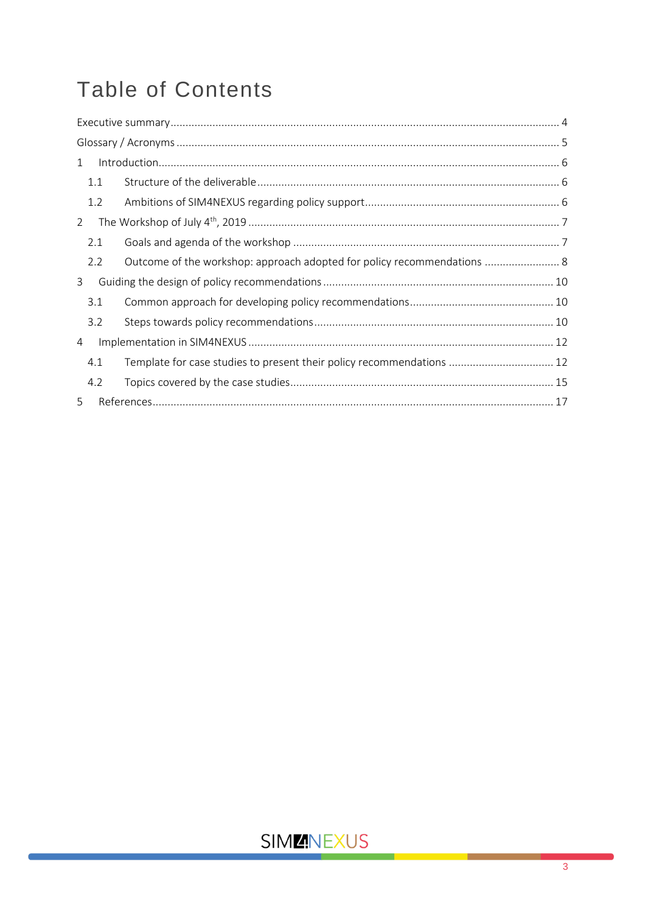# Table of Contents

Executive summary ........................................................................................................................ 4

Glossary / Acronyms ...................................................................................................................... 5

1 Introduction ............................................................................................................................. 6

  1.1 Structure of the deliverable ................................................................................................. 6

  1.2 Ambitions of SIM4NEXUS regarding policy support ............................................................. 6

2 The Workshop of July 4th, 2019 .................................................................................................. 7

  2.1 Goals and agenda of the workshop ...................................................................................... 7

  2.2 Outcome of the workshop: approach adopted for policy recommendations ......................... 8

3 Guiding the design of policy recommendations ........................................................................ 10

  3.1 Common approach for developing policy recommendations ............................................... 10

  3.2 Steps towards policy recommendations .............................................................................. 10

4 Implementation in SIM4NEXUS ................................................................................................ 12

  4.1 Template for case studies to present their policy recommendations .................................. 12

  4.2 Topics covered by the case studies ...................................................................................... 15

5 References ............................................................................................................................... 17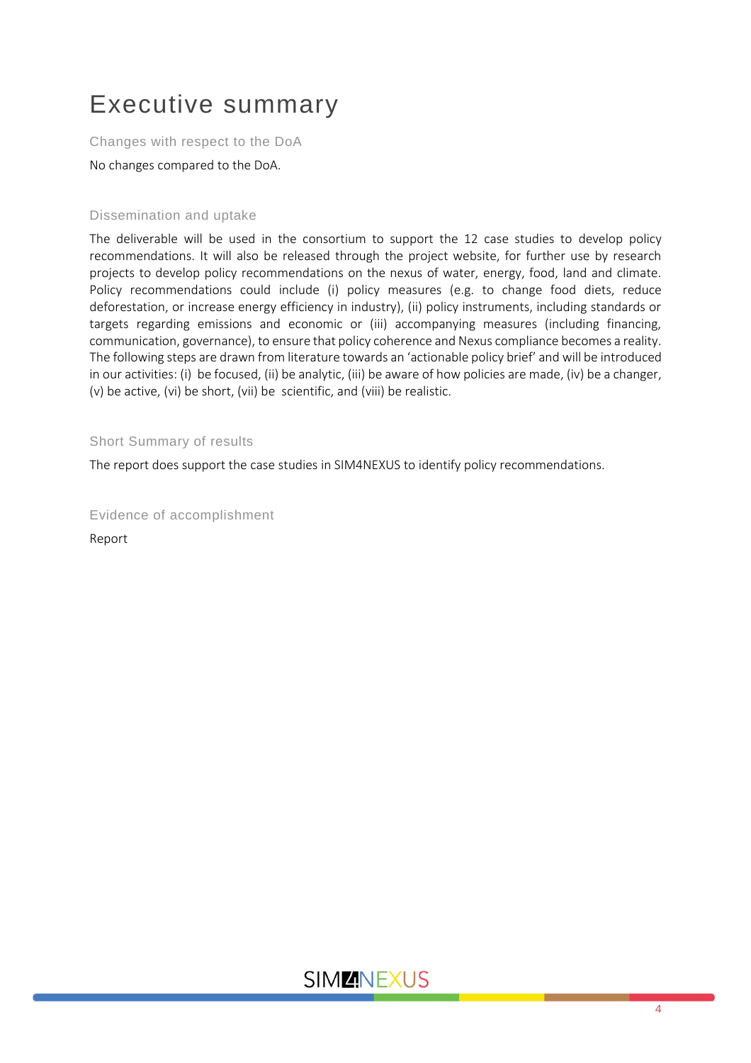# Executive summary

## Changes with respect to the DoA

No changes compared to the DoA.

## Dissemination and uptake

The deliverable will be used in the consortium to support the 12 case studies to develop policy recommendations. It will also be released through the project website, for further use by research projects to develop policy recommendations on the nexus of water, energy, food, land and climate. Policy recommendations could include (i) policy measures (e.g. to change food diets, reduce deforestation, or increase energy efficiency in industry), (ii) policy instruments, including standards or targets regarding emissions and economic or (iii) accompanying measures (including financing, communication, governance), to ensure that policy coherence and Nexus compliance becomes a reality. The following steps are drawn from literature towards an 'actionable policy brief' and will be introduced in our activities: (i) be focused, (ii) be analytic, (iii) be aware of how policies are made, (iv) be a changer, (v) be active, (vi) be short, (vii) be scientific, and (viii) be realistic.

## Short Summary of results

The report does support the case studies in SIM4NEXUS to identify policy recommendations.

## Evidence of accomplishment

Report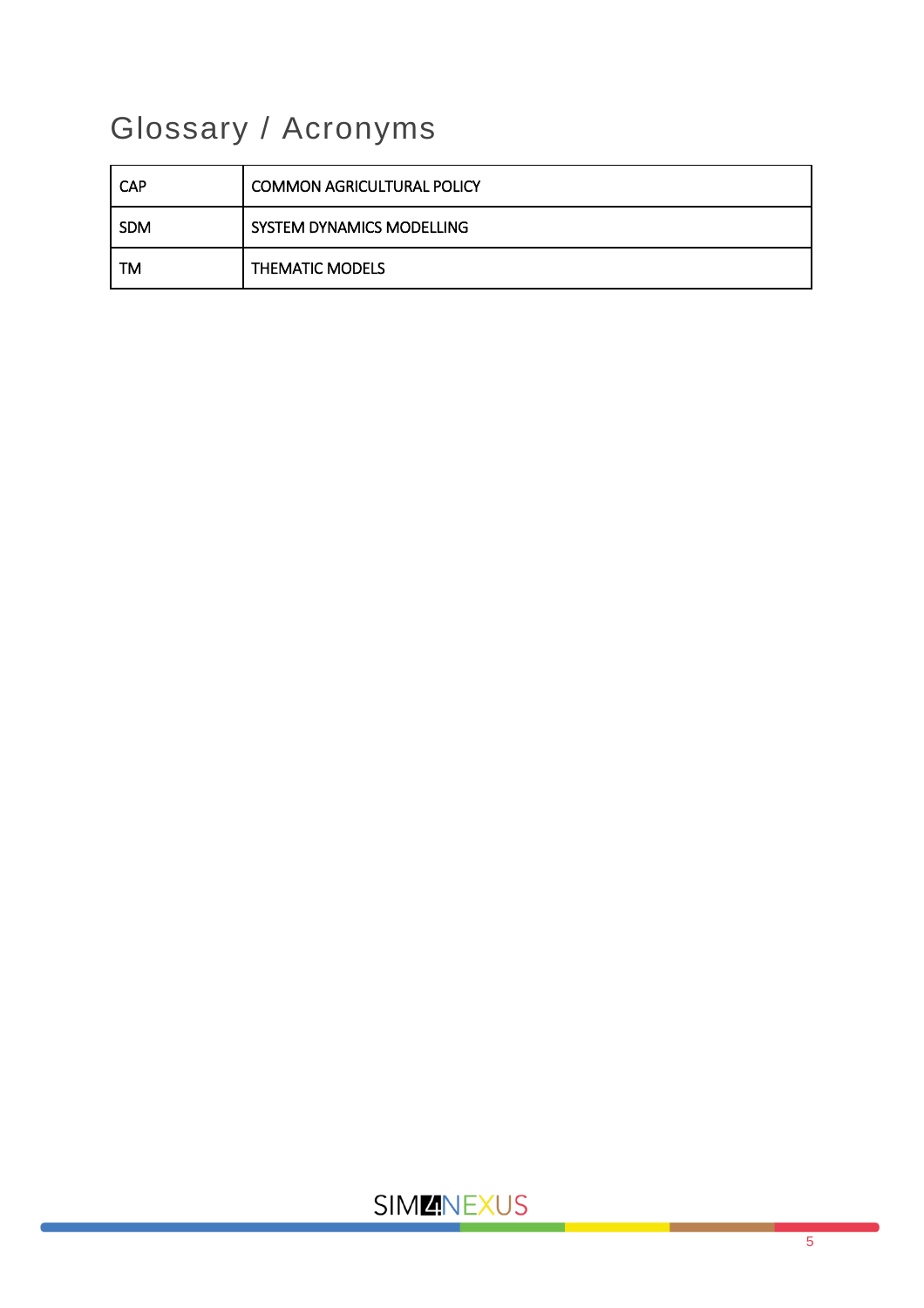# Glossary / Acronyms

| | |
|---|---|
| CAP | COMMON AGRICULTURAL POLICY |
| SDM | SYSTEM DYNAMICS MODELLING |
| TM | THEMATIC MODELS |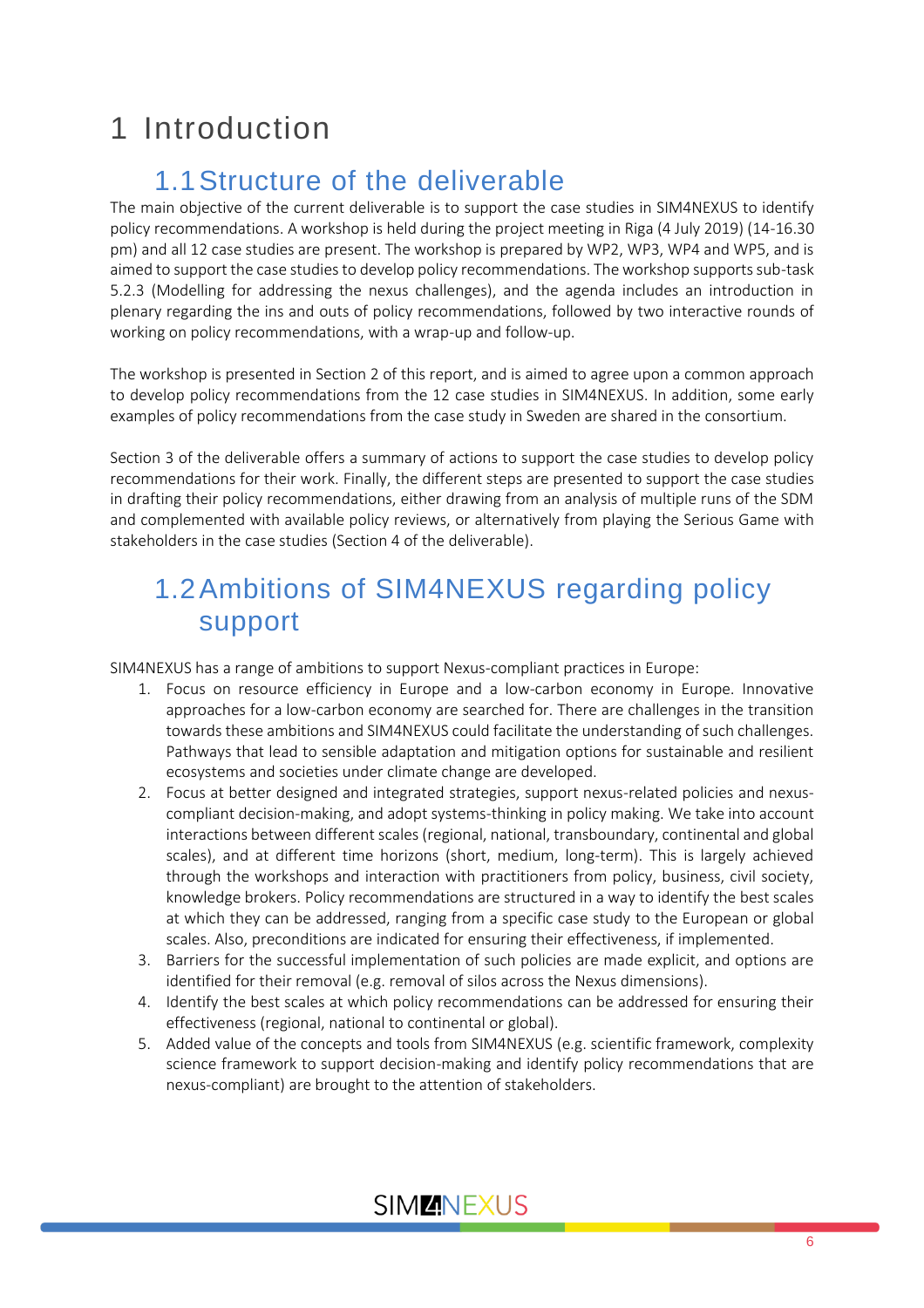# 1 Introduction

## 1.1 Structure of the deliverable

The main objective of the current deliverable is to support the case studies in SIM4NEXUS to identify policy recommendations. A workshop is held during the project meeting in Riga (4 July 2019) (14-16.30 pm) and all 12 case studies are present. The workshop is prepared by WP2, WP3, WP4 and WP5, and is aimed to support the case studies to develop policy recommendations. The workshop supports sub-task 5.2.3 (Modelling for addressing the nexus challenges), and the agenda includes an introduction in plenary regarding the ins and outs of policy recommendations, followed by two interactive rounds of working on policy recommendations, with a wrap-up and follow-up.

The workshop is presented in Section 2 of this report, and is aimed to agree upon a common approach to develop policy recommendations from the 12 case studies in SIM4NEXUS. In addition, some early examples of policy recommendations from the case study in Sweden are shared in the consortium.

Section 3 of the deliverable offers a summary of actions to support the case studies to develop policy recommendations for their work. Finally, the different steps are presented to support the case studies in drafting their policy recommendations, either drawing from an analysis of multiple runs of the SDM and complemented with available policy reviews, or alternatively from playing the Serious Game with stakeholders in the case studies (Section 4 of the deliverable).

## 1.2 Ambitions of SIM4NEXUS regarding policy support

SIM4NEXUS has a range of ambitions to support Nexus-compliant practices in Europe:

1. Focus on resource efficiency in Europe and a low-carbon economy in Europe. Innovative approaches for a low-carbon economy are searched for. There are challenges in the transition towards these ambitions and SIM4NEXUS could facilitate the understanding of such challenges. Pathways that lead to sensible adaptation and mitigation options for sustainable and resilient ecosystems and societies under climate change are developed.
2. Focus at better designed and integrated strategies, support nexus-related policies and nexus-compliant decision-making, and adopt systems-thinking in policy making. We take into account interactions between different scales (regional, national, transboundary, continental and global scales), and at different time horizons (short, medium, long-term). This is largely achieved through the workshops and interaction with practitioners from policy, business, civil society, knowledge brokers. Policy recommendations are structured in a way to identify the best scales at which they can be addressed, ranging from a specific case study to the European or global scales. Also, preconditions are indicated for ensuring their effectiveness, if implemented.
3. Barriers for the successful implementation of such policies are made explicit, and options are identified for their removal (e.g. removal of silos across the Nexus dimensions).
4. Identify the best scales at which policy recommendations can be addressed for ensuring their effectiveness (regional, national to continental or global).
5. Added value of the concepts and tools from SIM4NEXUS (e.g. scientific framework, complexity science framework to support decision-making and identify policy recommendations that are nexus-compliant) are brought to the attention of stakeholders.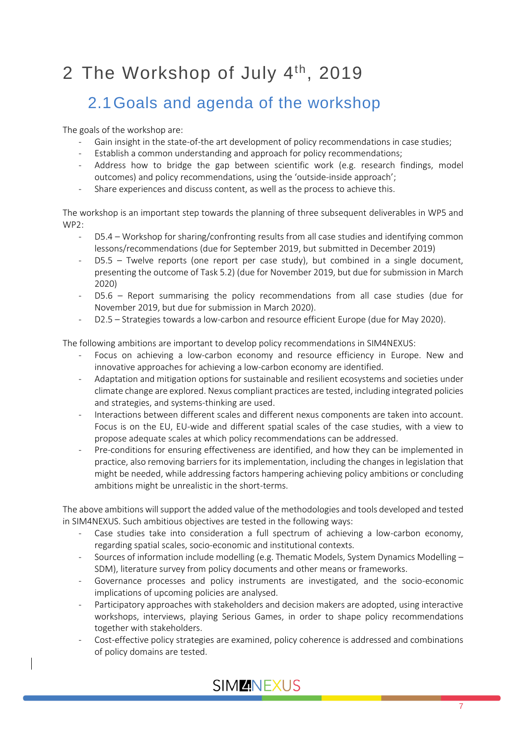# 2 The Workshop of July 4th, 2019

## 2.1 Goals and agenda of the workshop

The goals of the workshop are:

- Gain insight in the state-of-the art development of policy recommendations in case studies;
- Establish a common understanding and approach for policy recommendations;
- Address how to bridge the gap between scientific work (e.g. research findings, model outcomes) and policy recommendations, using the 'outside-inside approach';
- Share experiences and discuss content, as well as the process to achieve this.

The workshop is an important step towards the planning of three subsequent deliverables in WP5 and WP2:

- D5.4 – Workshop for sharing/confronting results from all case studies and identifying common lessons/recommendations (due for September 2019, but submitted in December 2019)
- D5.5 – Twelve reports (one report per case study), but combined in a single document, presenting the outcome of Task 5.2) (due for November 2019, but due for submission in March 2020)
- D5.6 – Report summarising the policy recommendations from all case studies (due for November 2019, but due for submission in March 2020).
- D2.5 – Strategies towards a low-carbon and resource efficient Europe (due for May 2020).

The following ambitions are important to develop policy recommendations in SIM4NEXUS:

- Focus on achieving a low-carbon economy and resource efficiency in Europe. New and innovative approaches for achieving a low-carbon economy are identified.
- Adaptation and mitigation options for sustainable and resilient ecosystems and societies under climate change are explored. Nexus compliant practices are tested, including integrated policies and strategies, and systems-thinking are used.
- Interactions between different scales and different nexus components are taken into account. Focus is on the EU, EU-wide and different spatial scales of the case studies, with a view to propose adequate scales at which policy recommendations can be addressed.
- Pre-conditions for ensuring effectiveness are identified, and how they can be implemented in practice, also removing barriers for its implementation, including the changes in legislation that might be needed, while addressing factors hampering achieving policy ambitions or concluding ambitions might be unrealistic in the short-terms.

The above ambitions will support the added value of the methodologies and tools developed and tested in SIM4NEXUS. Such ambitious objectives are tested in the following ways:

- Case studies take into consideration a full spectrum of achieving a low-carbon economy, regarding spatial scales, socio-economic and institutional contexts.
- Sources of information include modelling (e.g. Thematic Models, System Dynamics Modelling – SDM), literature survey from policy documents and other means or frameworks.
- Governance processes and policy instruments are investigated, and the socio-economic implications of upcoming policies are analysed.
- Participatory approaches with stakeholders and decision makers are adopted, using interactive workshops, interviews, playing Serious Games, in order to shape policy recommendations together with stakeholders.
- Cost-effective policy strategies are examined, policy coherence is addressed and combinations of policy domains are tested.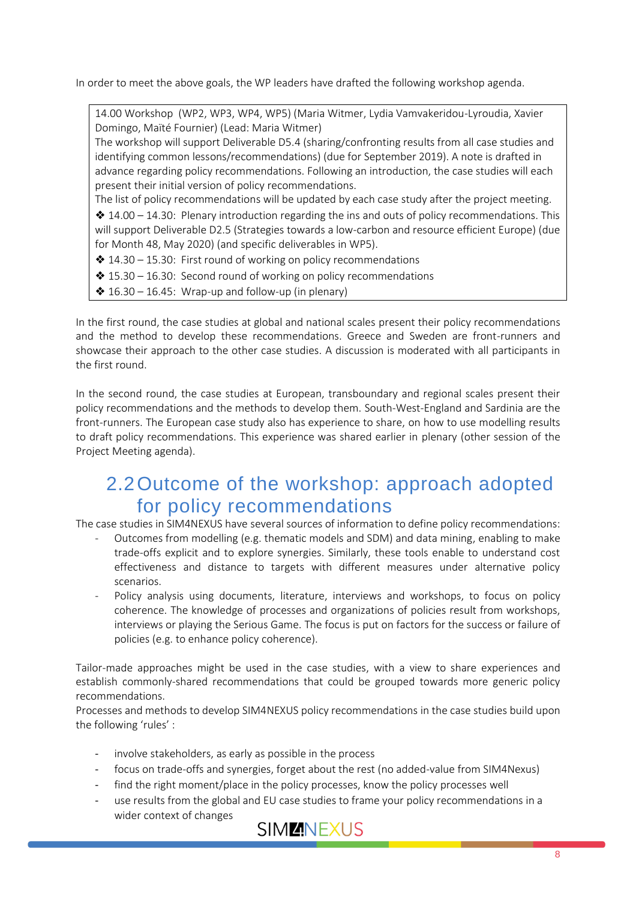In order to meet the above goals, the WP leaders have drafted the following workshop agenda.

> 14.00 Workshop (WP2, WP3, WP4, WP5) (Maria Witmer, Lydia Vamvakeridou-Lyroudia, Xavier Domingo, Maïté Fournier) (Lead: Maria Witmer)
> The workshop will support Deliverable D5.4 (sharing/confronting results from all case studies and identifying common lessons/recommendations) (due for September 2019). A note is drafted in advance regarding policy recommendations. Following an introduction, the case studies will each present their initial version of policy recommendations.
> The list of policy recommendations will be updated by each case study after the project meeting.
> ❖ 14.00 – 14.30: Plenary introduction regarding the ins and outs of policy recommendations. This will support Deliverable D2.5 (Strategies towards a low-carbon and resource efficient Europe) (due for Month 48, May 2020) (and specific deliverables in WP5).
> ❖ 14.30 – 15.30: First round of working on policy recommendations
> ❖ 15.30 – 16.30: Second round of working on policy recommendations
> ❖ 16.30 – 16.45: Wrap-up and follow-up (in plenary)

In the first round, the case studies at global and national scales present their policy recommendations and the method to develop these recommendations. Greece and Sweden are front-runners and showcase their approach to the other case studies. A discussion is moderated with all participants in the first round.

In the second round, the case studies at European, transboundary and regional scales present their policy recommendations and the methods to develop them. South-West-England and Sardinia are the front-runners. The European case study also has experience to share, on how to use modelling results to draft policy recommendations. This experience was shared earlier in plenary (other session of the Project Meeting agenda).

## 2.2 Outcome of the workshop: approach adopted for policy recommendations

The case studies in SIM4NEXUS have several sources of information to define policy recommendations:

- Outcomes from modelling (e.g. thematic models and SDM) and data mining, enabling to make trade-offs explicit and to explore synergies. Similarly, these tools enable to understand cost effectiveness and distance to targets with different measures under alternative policy scenarios.
- Policy analysis using documents, literature, interviews and workshops, to focus on policy coherence. The knowledge of processes and organizations of policies result from workshops, interviews or playing the Serious Game. The focus is put on factors for the success or failure of policies (e.g. to enhance policy coherence).

Tailor-made approaches might be used in the case studies, with a view to share experiences and establish commonly-shared recommendations that could be grouped towards more generic policy recommendations.
Processes and methods to develop SIM4NEXUS policy recommendations in the case studies build upon the following 'rules' :

- involve stakeholders, as early as possible in the process
- focus on trade-offs and synergies, forget about the rest (no added-value from SIM4Nexus)
- find the right moment/place in the policy processes, know the policy processes well
- use results from the global and EU case studies to frame your policy recommendations in a wider context of changes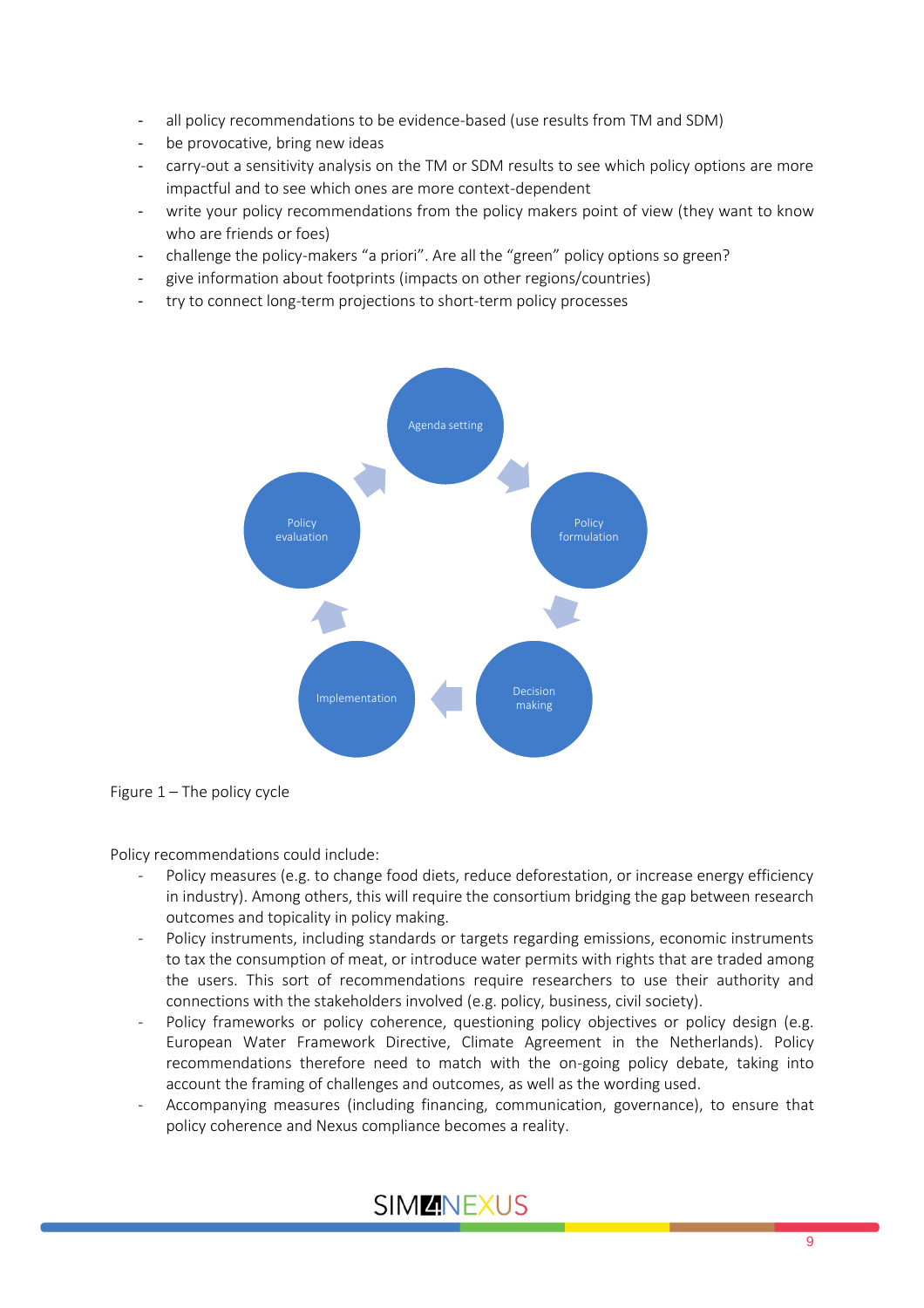- all policy recommendations to be evidence-based (use results from TM and SDM)
- be provocative, bring new ideas
- carry-out a sensitivity analysis on the TM or SDM results to see which policy options are more impactful and to see which ones are more context-dependent
- write your policy recommendations from the policy makers point of view (they want to know who are friends or foes)
- challenge the policy-makers "a priori". Are all the "green" policy options so green?
- give information about footprints (impacts on other regions/countries)
- try to connect long-term projections to short-term policy processes

Agenda setting → Policy formulation → Decision making → Implementation → Policy evaluation → Agenda setting

Figure 1 – The policy cycle

Policy recommendations could include:

- Policy measures (e.g. to change food diets, reduce deforestation, or increase energy efficiency in industry). Among others, this will require the consortium bridging the gap between research outcomes and topicality in policy making.
- Policy instruments, including standards or targets regarding emissions, economic instruments to tax the consumption of meat, or introduce water permits with rights that are traded among the users. This sort of recommendations require researchers to use their authority and connections with the stakeholders involved (e.g. policy, business, civil society).
- Policy frameworks or policy coherence, questioning policy objectives or policy design (e.g. European Water Framework Directive, Climate Agreement in the Netherlands). Policy recommendations therefore need to match with the on-going policy debate, taking into account the framing of challenges and outcomes, as well as the wording used.
- Accompanying measures (including financing, communication, governance), to ensure that policy coherence and Nexus compliance becomes a reality.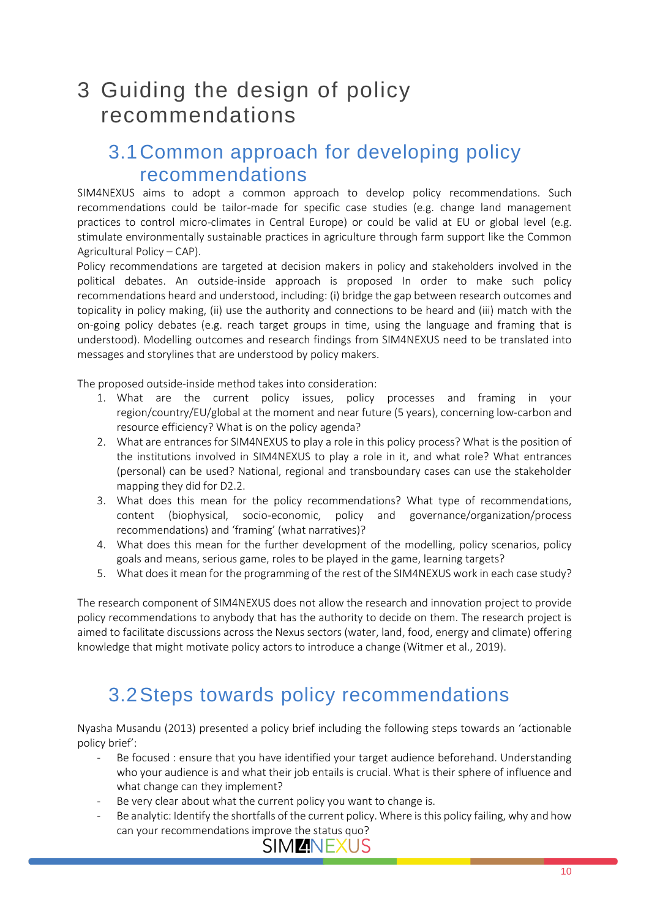# 3 Guiding the design of policy recommendations

## 3.1 Common approach for developing policy recommendations

SIM4NEXUS aims to adopt a common approach to develop policy recommendations. Such recommendations could be tailor-made for specific case studies (e.g. change land management practices to control micro-climates in Central Europe) or could be valid at EU or global level (e.g. stimulate environmentally sustainable practices in agriculture through farm support like the Common Agricultural Policy – CAP).

Policy recommendations are targeted at decision makers in policy and stakeholders involved in the political debates. An outside-inside approach is proposed In order to make such policy recommendations heard and understood, including: (i) bridge the gap between research outcomes and topicality in policy making, (ii) use the authority and connections to be heard and (iii) match with the on-going policy debates (e.g. reach target groups in time, using the language and framing that is understood). Modelling outcomes and research findings from SIM4NEXUS need to be translated into messages and storylines that are understood by policy makers.

The proposed outside-inside method takes into consideration:

1. What are the current policy issues, policy processes and framing in your region/country/EU/global at the moment and near future (5 years), concerning low-carbon and resource efficiency? What is on the policy agenda?
2. What are entrances for SIM4NEXUS to play a role in this policy process? What is the position of the institutions involved in SIM4NEXUS to play a role in it, and what role? What entrances (personal) can be used? National, regional and transboundary cases can use the stakeholder mapping they did for D2.2.
3. What does this mean for the policy recommendations? What type of recommendations, content (biophysical, socio-economic, policy and governance/organization/process recommendations) and 'framing' (what narratives)?
4. What does this mean for the further development of the modelling, policy scenarios, policy goals and means, serious game, roles to be played in the game, learning targets?
5. What does it mean for the programming of the rest of the SIM4NEXUS work in each case study?

The research component of SIM4NEXUS does not allow the research and innovation project to provide policy recommendations to anybody that has the authority to decide on them. The research project is aimed to facilitate discussions across the Nexus sectors (water, land, food, energy and climate) offering knowledge that might motivate policy actors to introduce a change (Witmer et al., 2019).

## 3.2 Steps towards policy recommendations

Nyasha Musandu (2013) presented a policy brief including the following steps towards an 'actionable policy brief':

- Be focused : ensure that you have identified your target audience beforehand. Understanding who your audience is and what their job entails is crucial. What is their sphere of influence and what change can they implement?
- Be very clear about what the current policy you want to change is.
- Be analytic: Identify the shortfalls of the current policy. Where is this policy failing, why and how can your recommendations improve the status quo?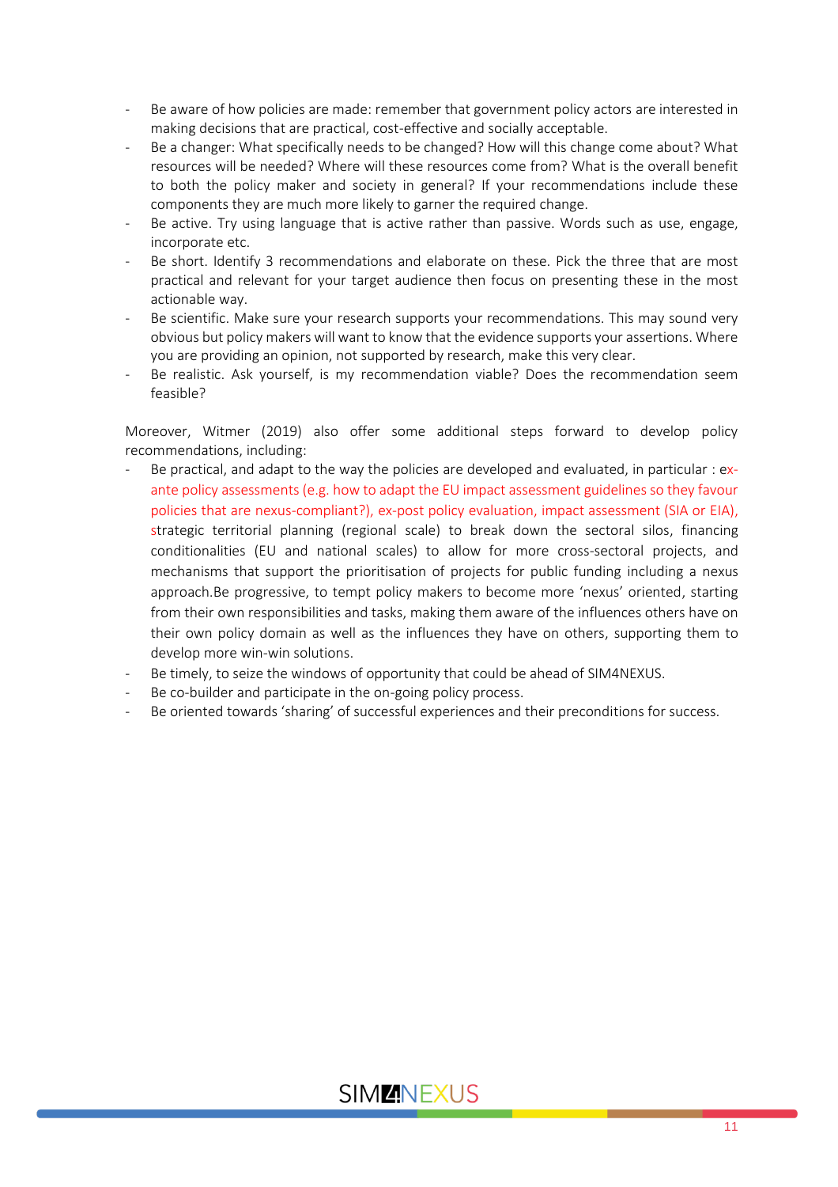- Be aware of how policies are made: remember that government policy actors are interested in making decisions that are practical, cost-effective and socially acceptable.
- Be a changer: What specifically needs to be changed? How will this change come about? What resources will be needed? Where will these resources come from? What is the overall benefit to both the policy maker and society in general? If your recommendations include these components they are much more likely to garner the required change.
- Be active. Try using language that is active rather than passive. Words such as use, engage, incorporate etc.
- Be short. Identify 3 recommendations and elaborate on these. Pick the three that are most practical and relevant for your target audience then focus on presenting these in the most actionable way.
- Be scientific. Make sure your research supports your recommendations. This may sound very obvious but policy makers will want to know that the evidence supports your assertions. Where you are providing an opinion, not supported by research, make this very clear.
- Be realistic. Ask yourself, is my recommendation viable? Does the recommendation seem feasible?

Moreover, Witmer (2019) also offer some additional steps forward to develop policy recommendations, including:

- Be practical, and adapt to the way the policies are developed and evaluated, in particular : ex-ante policy assessments (e.g. how to adapt the EU impact assessment guidelines so they favour policies that are nexus-compliant?), ex-post policy evaluation, impact assessment (SIA or EIA), strategic territorial planning (regional scale) to break down the sectoral silos, financing conditionalities (EU and national scales) to allow for more cross-sectoral projects, and mechanisms that support the prioritisation of projects for public funding including a nexus approach.Be progressive, to tempt policy makers to become more 'nexus' oriented, starting from their own responsibilities and tasks, making them aware of the influences others have on their own policy domain as well as the influences they have on others, supporting them to develop more win-win solutions.
- Be timely, to seize the windows of opportunity that could be ahead of SIM4NEXUS.
- Be co-builder and participate in the on-going policy process.
- Be oriented towards 'sharing' of successful experiences and their preconditions for success.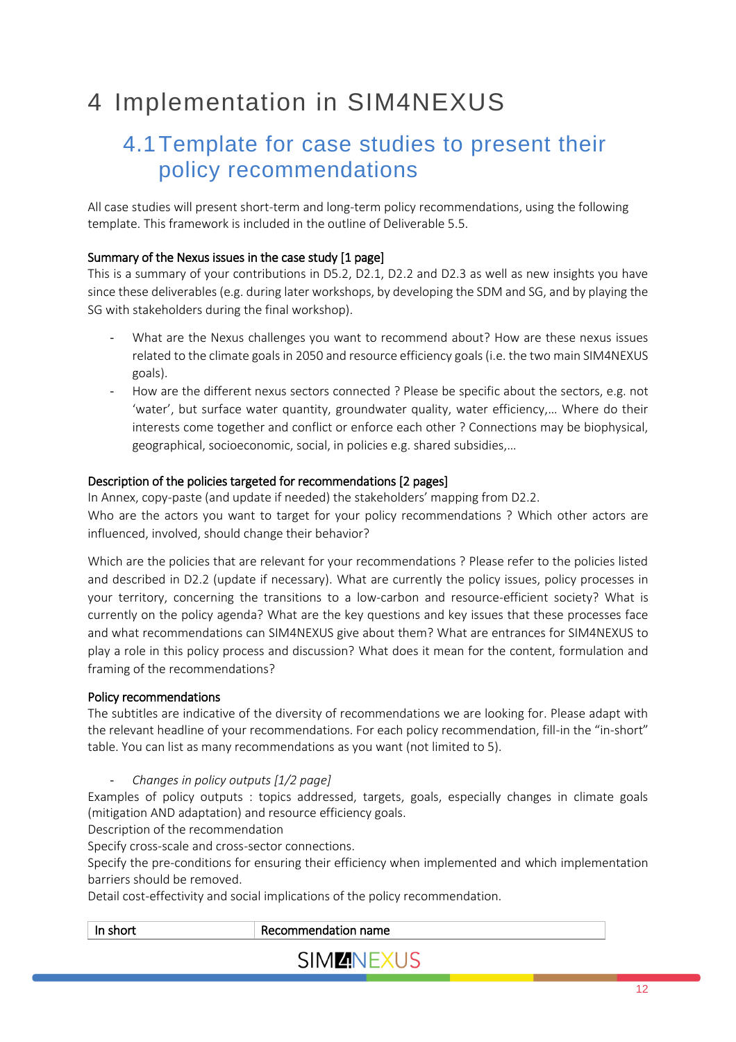# 4 Implementation in SIM4NEXUS

## 4.1 Template for case studies to present their policy recommendations

All case studies will present short-term and long-term policy recommendations, using the following template. This framework is included in the outline of Deliverable 5.5.

Summary of the Nexus issues in the case study [1 page]

This is a summary of your contributions in D5.2, D2.1, D2.2 and D2.3 as well as new insights you have since these deliverables (e.g. during later workshops, by developing the SDM and SG, and by playing the SG with stakeholders during the final workshop).

- What are the Nexus challenges you want to recommend about? How are these nexus issues related to the climate goals in 2050 and resource efficiency goals (i.e. the two main SIM4NEXUS goals).
- How are the different nexus sectors connected ? Please be specific about the sectors, e.g. not 'water', but surface water quantity, groundwater quality, water efficiency,… Where do their interests come together and conflict or enforce each other ? Connections may be biophysical, geographical, socioeconomic, social, in policies e.g. shared subsidies,…

Description of the policies targeted for recommendations [2 pages]

In Annex, copy-paste (and update if needed) the stakeholders' mapping from D2.2.

Who are the actors you want to target for your policy recommendations ? Which other actors are influenced, involved, should change their behavior?

Which are the policies that are relevant for your recommendations ? Please refer to the policies listed and described in D2.2 (update if necessary). What are currently the policy issues, policy processes in your territory, concerning the transitions to a low-carbon and resource-efficient society? What is currently on the policy agenda? What are the key questions and key issues that these processes face and what recommendations can SIM4NEXUS give about them? What are entrances for SIM4NEXUS to play a role in this policy process and discussion? What does it mean for the content, formulation and framing of the recommendations?

Policy recommendations

The subtitles are indicative of the diversity of recommendations we are looking for. Please adapt with the relevant headline of your recommendations. For each policy recommendation, fill-in the "in-short" table. You can list as many recommendations as you want (not limited to 5).

- *Changes in policy outputs [1/2 page]*

Examples of policy outputs : topics addressed, targets, goals, especially changes in climate goals (mitigation AND adaptation) and resource efficiency goals.

Description of the recommendation

Specify cross-scale and cross-sector connections.

Specify the pre-conditions for ensuring their efficiency when implemented and which implementation barriers should be removed.

Detail cost-effectivity and social implications of the policy recommendation.

| In short | Recommendation name |
|---|---|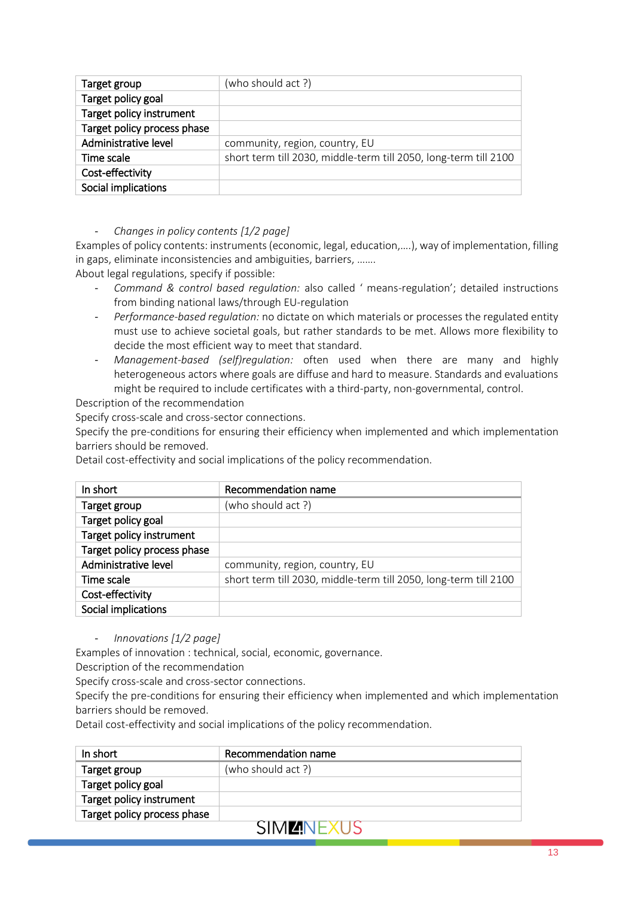| Target group | (who should act ?) |
|---|---|
| Target policy goal | |
| Target policy instrument | |
| Target policy process phase | |
| Administrative level | community, region, country, EU |
| Time scale | short term till 2030, middle-term till 2050, long-term till 2100 |
| Cost-effectivity | |
| Social implications | |

- *Changes in policy contents [1/2 page]*

Examples of policy contents: instruments (economic, legal, education,….), way of implementation, filling in gaps, eliminate inconsistencies and ambiguities, barriers, …….
About legal regulations, specify if possible:

- *Command & control based regulation:* also called ' means-regulation'; detailed instructions from binding national laws/through EU-regulation
- *Performance-based regulation:* no dictate on which materials or processes the regulated entity must use to achieve societal goals, but rather standards to be met. Allows more flexibility to decide the most efficient way to meet that standard.
- *Management-based (self)regulation:* often used when there are many and highly heterogeneous actors where goals are diffuse and hard to measure. Standards and evaluations might be required to include certificates with a third-party, non-governmental, control.

Description of the recommendation
Specify cross-scale and cross-sector connections.
Specify the pre-conditions for ensuring their efficiency when implemented and which implementation barriers should be removed.
Detail cost-effectivity and social implications of the policy recommendation.

| In short | Recommendation name |
|---|---|
| Target group | (who should act ?) |
| Target policy goal | |
| Target policy instrument | |
| Target policy process phase | |
| Administrative level | community, region, country, EU |
| Time scale | short term till 2030, middle-term till 2050, long-term till 2100 |
| Cost-effectivity | |
| Social implications | |

- *Innovations [1/2 page]*

Examples of innovation : technical, social, economic, governance.
Description of the recommendation
Specify cross-scale and cross-sector connections.
Specify the pre-conditions for ensuring their efficiency when implemented and which implementation barriers should be removed.
Detail cost-effectivity and social implications of the policy recommendation.

| In short | Recommendation name |
|---|---|
| Target group | (who should act ?) |
| Target policy goal | |
| Target policy instrument | |
| Target policy process phase | |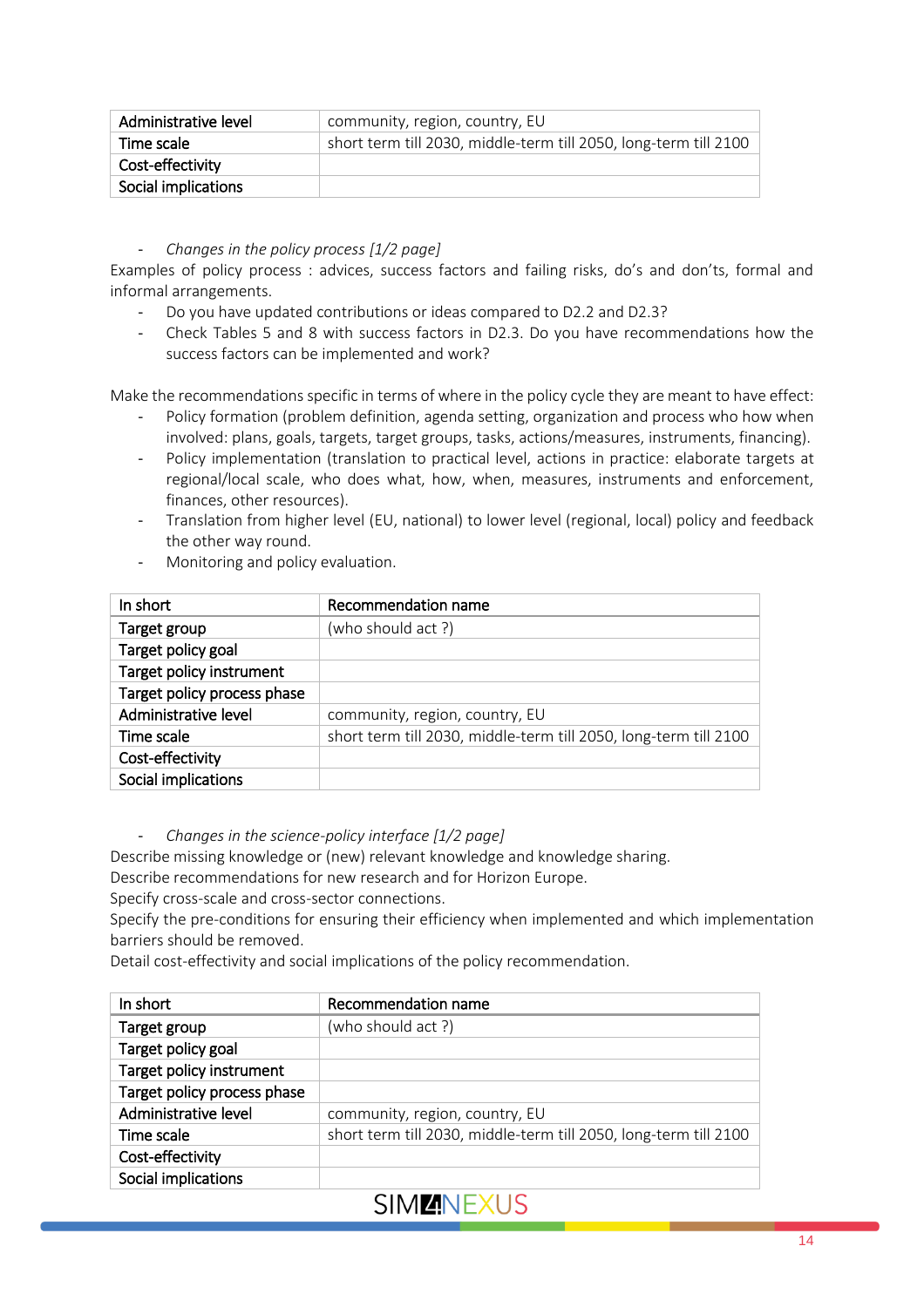| Administrative level | community, region, country, EU |
|---|---|
| Time scale | short term till 2030, middle-term till 2050, long-term till 2100 |
| Cost-effectivity | |
| Social implications | |

- *Changes in the policy process [1/2 page]*

Examples of policy process : advices, success factors and failing risks, do's and don'ts, formal and informal arrangements.

- Do you have updated contributions or ideas compared to D2.2 and D2.3?
- Check Tables 5 and 8 with success factors in D2.3. Do you have recommendations how the success factors can be implemented and work?

Make the recommendations specific in terms of where in the policy cycle they are meant to have effect:

- Policy formation (problem definition, agenda setting, organization and process who how when involved: plans, goals, targets, target groups, tasks, actions/measures, instruments, financing).
- Policy implementation (translation to practical level, actions in practice: elaborate targets at regional/local scale, who does what, how, when, measures, instruments and enforcement, finances, other resources).
- Translation from higher level (EU, national) to lower level (regional, local) policy and feedback the other way round.
- Monitoring and policy evaluation.

| In short | Recommendation name |
|---|---|
| Target group | (who should act ?) |
| Target policy goal | |
| Target policy instrument | |
| Target policy process phase | |
| Administrative level | community, region, country, EU |
| Time scale | short term till 2030, middle-term till 2050, long-term till 2100 |
| Cost-effectivity | |
| Social implications | |

- *Changes in the science-policy interface [1/2 page]*

Describe missing knowledge or (new) relevant knowledge and knowledge sharing.
Describe recommendations for new research and for Horizon Europe.
Specify cross-scale and cross-sector connections.
Specify the pre-conditions for ensuring their efficiency when implemented and which implementation barriers should be removed.
Detail cost-effectivity and social implications of the policy recommendation.

| In short | Recommendation name |
|---|---|
| Target group | (who should act ?) |
| Target policy goal | |
| Target policy instrument | |
| Target policy process phase | |
| Administrative level | community, region, country, EU |
| Time scale | short term till 2030, middle-term till 2050, long-term till 2100 |
| Cost-effectivity | |
| Social implications | |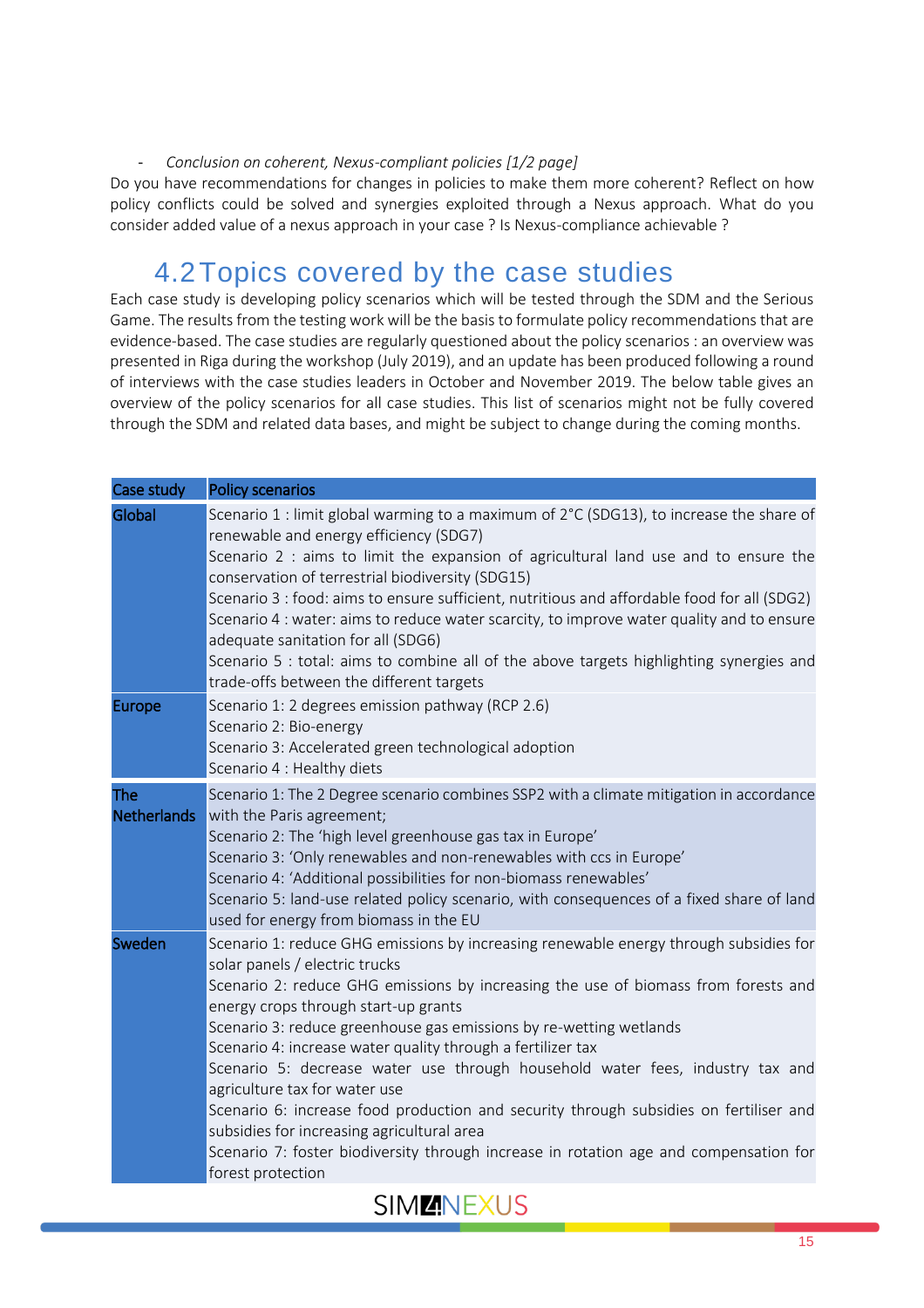- *Conclusion on coherent, Nexus-compliant policies [1/2 page]*

Do you have recommendations for changes in policies to make them more coherent? Reflect on how policy conflicts could be solved and synergies exploited through a Nexus approach. What do you consider added value of a nexus approach in your case ? Is Nexus-compliance achievable ?

## 4.2 Topics covered by the case studies

Each case study is developing policy scenarios which will be tested through the SDM and the Serious Game. The results from the testing work will be the basis to formulate policy recommendations that are evidence-based. The case studies are regularly questioned about the policy scenarios : an overview was presented in Riga during the workshop (July 2019), and an update has been produced following a round of interviews with the case studies leaders in October and November 2019. The below table gives an overview of the policy scenarios for all case studies. This list of scenarios might not be fully covered through the SDM and related data bases, and might be subject to change during the coming months.

| Case study | Policy scenarios |
|---|---|
| Global | Scenario 1 : limit global warming to a maximum of 2°C (SDG13), to increase the share of renewable and energy efficiency (SDG7)<br>Scenario 2 : aims to limit the expansion of agricultural land use and to ensure the conservation of terrestrial biodiversity (SDG15)<br>Scenario 3 : food: aims to ensure sufficient, nutritious and affordable food for all (SDG2)<br>Scenario 4 : water: aims to reduce water scarcity, to improve water quality and to ensure adequate sanitation for all (SDG6)<br>Scenario 5 : total: aims to combine all of the above targets highlighting synergies and trade-offs between the different targets |
| Europe | Scenario 1: 2 degrees emission pathway (RCP 2.6)<br>Scenario 2: Bio-energy<br>Scenario 3: Accelerated green technological adoption<br>Scenario 4 : Healthy diets |
| The Netherlands | Scenario 1: The 2 Degree scenario combines SSP2 with a climate mitigation in accordance with the Paris agreement;<br>Scenario 2: The 'high level greenhouse gas tax in Europe'<br>Scenario 3: 'Only renewables and non-renewables with ccs in Europe'<br>Scenario 4: 'Additional possibilities for non-biomass renewables'<br>Scenario 5: land-use related policy scenario, with consequences of a fixed share of land used for energy from biomass in the EU |
| Sweden | Scenario 1: reduce GHG emissions by increasing renewable energy through subsidies for solar panels / electric trucks<br>Scenario 2: reduce GHG emissions by increasing the use of biomass from forests and energy crops through start-up grants<br>Scenario 3: reduce greenhouse gas emissions by re-wetting wetlands<br>Scenario 4: increase water quality through a fertilizer tax<br>Scenario 5: decrease water use through household water fees, industry tax and agriculture tax for water use<br>Scenario 6: increase food production and security through subsidies on fertiliser and subsidies for increasing agricultural area<br>Scenario 7: foster biodiversity through increase in rotation age and compensation for forest protection |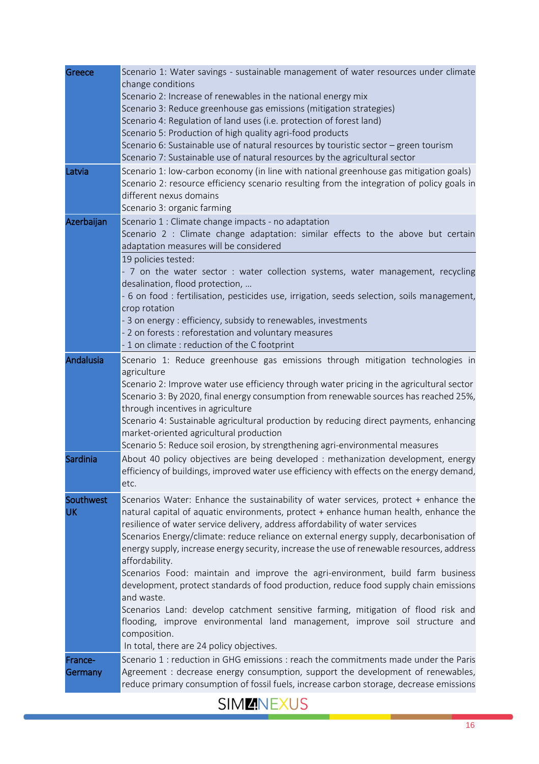| | |
|---|---|
| Greece | Scenario 1: Water savings - sustainable management of water resources under climate change conditions<br>Scenario 2: Increase of renewables in the national energy mix<br>Scenario 3: Reduce greenhouse gas emissions (mitigation strategies)<br>Scenario 4: Regulation of land uses (i.e. protection of forest land)<br>Scenario 5: Production of high quality agri-food products<br>Scenario 6: Sustainable use of natural resources by touristic sector – green tourism<br>Scenario 7: Sustainable use of natural resources by the agricultural sector |
| Latvia | Scenario 1: low-carbon economy (in line with national greenhouse gas mitigation goals)<br>Scenario 2: resource efficiency scenario resulting from the integration of policy goals in different nexus domains<br>Scenario 3: organic farming |
| Azerbaijan | Scenario 1 : Climate change impacts - no adaptation<br>Scenario 2 : Climate change adaptation: similar effects to the above but certain adaptation measures will be considered<br>19 policies tested:<br>- 7 on the water sector : water collection systems, water management, recycling desalination, flood protection, …<br>- 6 on food : fertilisation, pesticides use, irrigation, seeds selection, soils management, crop rotation<br>- 3 on energy : efficiency, subsidy to renewables, investments<br>- 2 on forests : reforestation and voluntary measures<br>- 1 on climate : reduction of the C footprint |
| Andalusia | Scenario 1: Reduce greenhouse gas emissions through mitigation technologies in agriculture<br>Scenario 2: Improve water use efficiency through water pricing in the agricultural sector<br>Scenario 3: By 2020, final energy consumption from renewable sources has reached 25%, through incentives in agriculture<br>Scenario 4: Sustainable agricultural production by reducing direct payments, enhancing market-oriented agricultural production<br>Scenario 5: Reduce soil erosion, by strengthening agri-environmental measures |
| Sardinia | About 40 policy objectives are being developed : methanization development, energy efficiency of buildings, improved water use efficiency with effects on the energy demand, etc. |
| Southwest UK | Scenarios Water: Enhance the sustainability of water services, protect + enhance the natural capital of aquatic environments, protect + enhance human health, enhance the resilience of water service delivery, address affordability of water services<br>Scenarios Energy/climate: reduce reliance on external energy supply, decarbonisation of energy supply, increase energy security, increase the use of renewable resources, address affordability.<br>Scenarios Food: maintain and improve the agri-environment, build farm business development, protect standards of food production, reduce food supply chain emissions and waste.<br>Scenarios Land: develop catchment sensitive farming, mitigation of flood risk and flooding, improve environmental land management, improve soil structure and composition.<br>In total, there are 24 policy objectives. |
| France-Germany | Scenario 1 : reduction in GHG emissions : reach the commitments made under the Paris Agreement : decrease energy consumption, support the development of renewables, reduce primary consumption of fossil fuels, increase carbon storage, decrease emissions |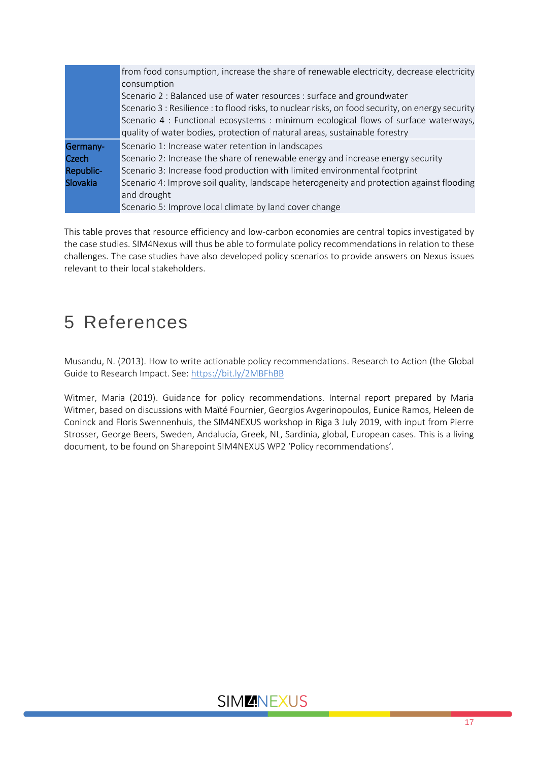| | |
|---|---|
| | from food consumption, increase the share of renewable electricity, decrease electricity consumption<br>Scenario 2 : Balanced use of water resources : surface and groundwater<br>Scenario 3 : Resilience : to flood risks, to nuclear risks, on food security, on energy security<br>Scenario 4 : Functional ecosystems : minimum ecological flows of surface waterways, quality of water bodies, protection of natural areas, sustainable forestry |
| Germany-Czech Republic-Slovakia | Scenario 1: Increase water retention in landscapes<br>Scenario 2: Increase the share of renewable energy and increase energy security<br>Scenario 3: Increase food production with limited environmental footprint<br>Scenario 4: Improve soil quality, landscape heterogeneity and protection against flooding and drought<br>Scenario 5: Improve local climate by land cover change |

This table proves that resource efficiency and low-carbon economies are central topics investigated by the case studies. SIM4Nexus will thus be able to formulate policy recommendations in relation to these challenges. The case studies have also developed policy scenarios to provide answers on Nexus issues relevant to their local stakeholders.

# 5 References

Musandu, N. (2013). How to write actionable policy recommendations. Research to Action (the Global Guide to Research Impact. See: https://bit.ly/2MBFhBB

Witmer, Maria (2019). Guidance for policy recommendations. Internal report prepared by Maria Witmer, based on discussions with Maïté Fournier, Georgios Avgerinopoulos, Eunice Ramos, Heleen de Coninck and Floris Swennenhuis, the SIM4NEXUS workshop in Riga 3 July 2019, with input from Pierre Strosser, George Beers, Sweden, Andalucía, Greek, NL, Sardinia, global, European cases. This is a living document, to be found on Sharepoint SIM4NEXUS WP2 'Policy recommendations'.